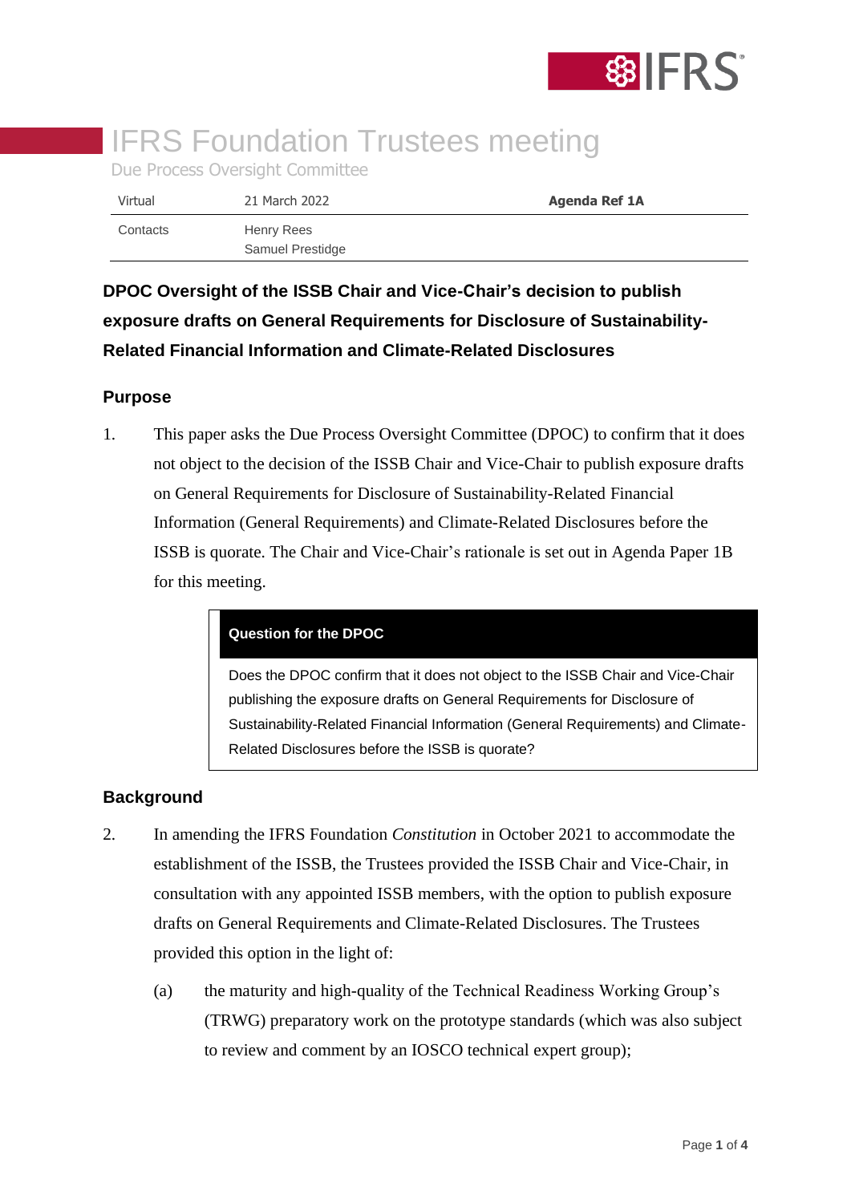# IFRS Foundation Trustees meeting

Due Process Oversight Committee

| Virtual | 21 March 2022 | **Agenda Ref 1A** |
|---|---|---|
| Contacts | Henry Rees<br>Samuel Prestidge | |

## DPOC Oversight of the ISSB Chair and Vice-Chair's decision to publish exposure drafts on General Requirements for Disclosure of Sustainability-Related Financial Information and Climate-Related Disclosures

### Purpose

1. This paper asks the Due Process Oversight Committee (DPOC) to confirm that it does not object to the decision of the ISSB Chair and Vice-Chair to publish exposure drafts on General Requirements for Disclosure of Sustainability-Related Financial Information (General Requirements) and Climate-Related Disclosures before the ISSB is quorate. The Chair and Vice-Chair's rationale is set out in Agenda Paper 1B for this meeting.

> **Question for the DPOC**
>
> Does the DPOC confirm that it does not object to the ISSB Chair and Vice-Chair publishing the exposure drafts on General Requirements for Disclosure of Sustainability-Related Financial Information (General Requirements) and Climate-Related Disclosures before the ISSB is quorate?

### Background

2. In amending the IFRS Foundation *Constitution* in October 2021 to accommodate the establishment of the ISSB, the Trustees provided the ISSB Chair and Vice-Chair, in consultation with any appointed ISSB members, with the option to publish exposure drafts on General Requirements and Climate-Related Disclosures. The Trustees provided this option in the light of:

   (a) the maturity and high-quality of the Technical Readiness Working Group's (TRWG) preparatory work on the prototype standards (which was also subject to review and comment by an IOSCO technical expert group);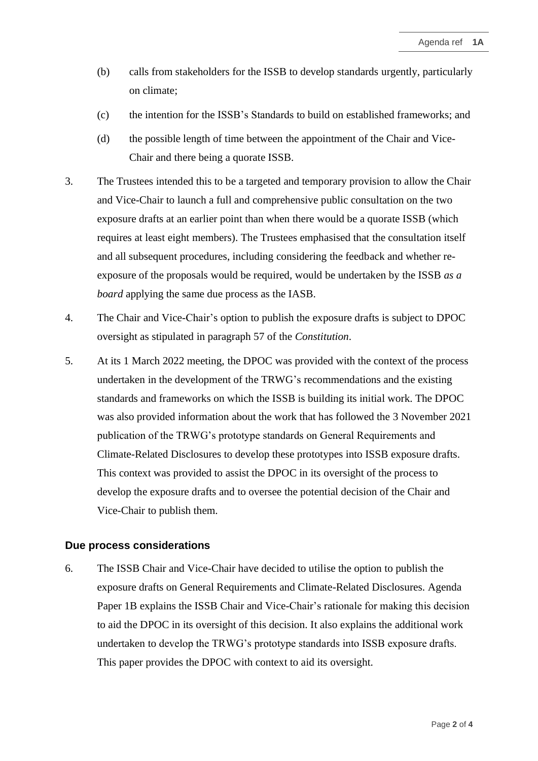(b) calls from stakeholders for the ISSB to develop standards urgently, particularly on climate;

(c) the intention for the ISSB's Standards to build on established frameworks; and

(d) the possible length of time between the appointment of the Chair and Vice-Chair and there being a quorate ISSB.

3. The Trustees intended this to be a targeted and temporary provision to allow the Chair and Vice-Chair to launch a full and comprehensive public consultation on the two exposure drafts at an earlier point than when there would be a quorate ISSB (which requires at least eight members). The Trustees emphasised that the consultation itself and all subsequent procedures, including considering the feedback and whether re-exposure of the proposals would be required, would be undertaken by the ISSB *as a board* applying the same due process as the IASB.

4. The Chair and Vice-Chair's option to publish the exposure drafts is subject to DPOC oversight as stipulated in paragraph 57 of the *Constitution*.

5. At its 1 March 2022 meeting, the DPOC was provided with the context of the process undertaken in the development of the TRWG's recommendations and the existing standards and frameworks on which the ISSB is building its initial work. The DPOC was also provided information about the work that has followed the 3 November 2021 publication of the TRWG's prototype standards on General Requirements and Climate-Related Disclosures to develop these prototypes into ISSB exposure drafts. This context was provided to assist the DPOC in its oversight of the process to develop the exposure drafts and to oversee the potential decision of the Chair and Vice-Chair to publish them.

## Due process considerations

6. The ISSB Chair and Vice-Chair have decided to utilise the option to publish the exposure drafts on General Requirements and Climate-Related Disclosures. Agenda Paper 1B explains the ISSB Chair and Vice-Chair's rationale for making this decision to aid the DPOC in its oversight of this decision. It also explains the additional work undertaken to develop the TRWG's prototype standards into ISSB exposure drafts. This paper provides the DPOC with context to aid its oversight.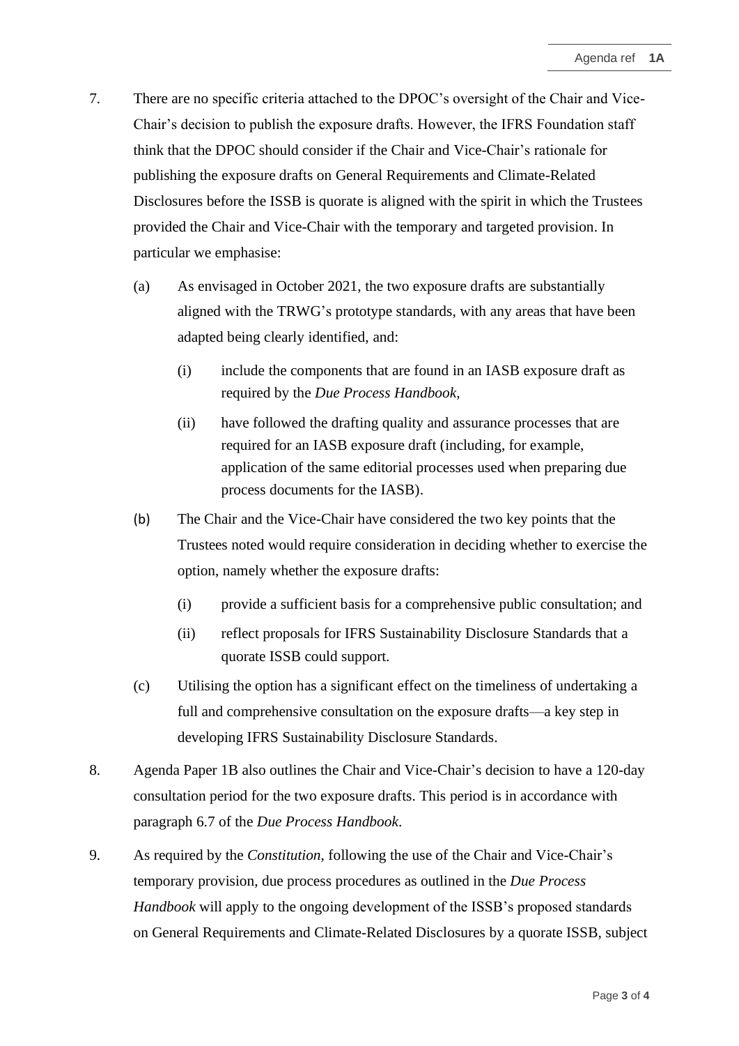7. There are no specific criteria attached to the DPOC's oversight of the Chair and Vice-Chair's decision to publish the exposure drafts. However, the IFRS Foundation staff think that the DPOC should consider if the Chair and Vice-Chair's rationale for publishing the exposure drafts on General Requirements and Climate-Related Disclosures before the ISSB is quorate is aligned with the spirit in which the Trustees provided the Chair and Vice-Chair with the temporary and targeted provision. In particular we emphasise:

   (a) As envisaged in October 2021, the two exposure drafts are substantially aligned with the TRWG's prototype standards, with any areas that have been adapted being clearly identified, and:

      (i) include the components that are found in an IASB exposure draft as required by the *Due Process Handbook*,

      (ii) have followed the drafting quality and assurance processes that are required for an IASB exposure draft (including, for example, application of the same editorial processes used when preparing due process documents for the IASB).

   (b) The Chair and the Vice-Chair have considered the two key points that the Trustees noted would require consideration in deciding whether to exercise the option, namely whether the exposure drafts:

      (i) provide a sufficient basis for a comprehensive public consultation; and

      (ii) reflect proposals for IFRS Sustainability Disclosure Standards that a quorate ISSB could support.

   (c) Utilising the option has a significant effect on the timeliness of undertaking a full and comprehensive consultation on the exposure drafts—a key step in developing IFRS Sustainability Disclosure Standards.

8. Agenda Paper 1B also outlines the Chair and Vice-Chair's decision to have a 120-day consultation period for the two exposure drafts. This period is in accordance with paragraph 6.7 of the *Due Process Handbook*.

9. As required by the *Constitution*, following the use of the Chair and Vice-Chair's temporary provision, due process procedures as outlined in the *Due Process Handbook* will apply to the ongoing development of the ISSB's proposed standards on General Requirements and Climate-Related Disclosures by a quorate ISSB, subject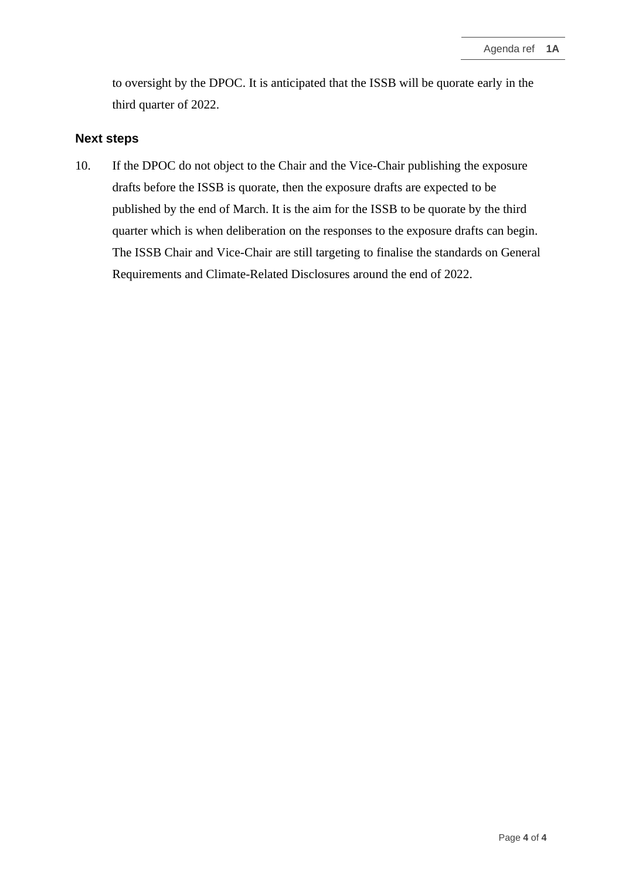to oversight by the DPOC. It is anticipated that the ISSB will be quorate early in the third quarter of 2022.

## Next steps

10. If the DPOC do not object to the Chair and the Vice-Chair publishing the exposure drafts before the ISSB is quorate, then the exposure drafts are expected to be published by the end of March. It is the aim for the ISSB to be quorate by the third quarter which is when deliberation on the responses to the exposure drafts can begin. The ISSB Chair and Vice-Chair are still targeting to finalise the standards on General Requirements and Climate-Related Disclosures around the end of 2022.